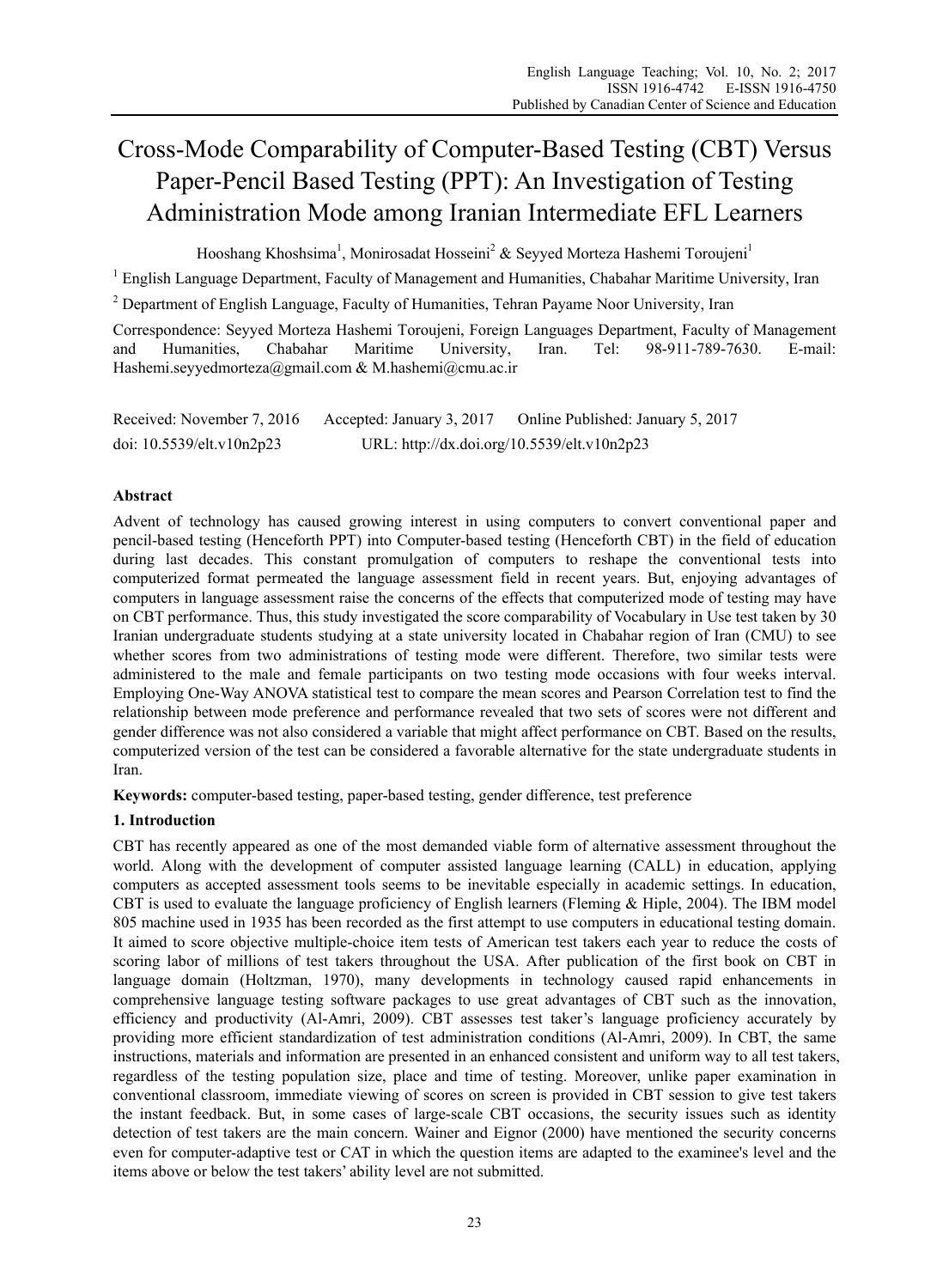# Cross-Mode Comparability of Computer-Based Testing (CBT) Versus Paper-Pencil Based Testing (PPT): An Investigation of Testing Administration Mode among Iranian Intermediate EFL Learners

Hooshang Khoshsima[1], Monirosadat Hosseini[2] & Seyyed Morteza Hashemi Toroujeni[1]

[1] English Language Department, Faculty of Management and Humanities, Chabahar Maritime University, Iran

[2] Department of English Language, Faculty of Humanities, Tehran Payame Noor University, Iran

Correspondence: Seyyed Morteza Hashemi Toroujeni, Foreign Languages Department, Faculty of Management and Humanities, Chabahar Maritime University, Iran. Tel: 98-911-789-7630. E-mail: Hashemi.seyyedmorteza@gmail.com & M.hashemi@cmu.ac.ir

Received: November 7, 2016 Accepted: January 3, 2017 Online Published: January 5, 2017

doi: 10.5539/elt.v10n2p23 URL: http://dx.doi.org/10.5539/elt.v10n2p23

## Abstract

Advent of technology has caused growing interest in using computers to convert conventional paper and pencil-based testing (Henceforth PPT) into Computer-based testing (Henceforth CBT) in the field of education during last decades. This constant promulgation of computers to reshape the conventional tests into computerized format permeated the language assessment field in recent years. But, enjoying advantages of computers in language assessment raise the concerns of the effects that computerized mode of testing may have on CBT performance. Thus, this study investigated the score comparability of Vocabulary in Use test taken by 30 Iranian undergraduate students studying at a state university located in Chabahar region of Iran (CMU) to see whether scores from two administrations of testing mode were different. Therefore, two similar tests were administered to the male and female participants on two testing mode occasions with four weeks interval. Employing One-Way ANOVA statistical test to compare the mean scores and Pearson Correlation test to find the relationship between mode preference and performance revealed that two sets of scores were not different and gender difference was not also considered a variable that might affect performance on CBT. Based on the results, computerized version of the test can be considered a favorable alternative for the state undergraduate students in Iran.

**Keywords:** computer-based testing, paper-based testing, gender difference, test preference

## 1. Introduction

CBT has recently appeared as one of the most demanded viable form of alternative assessment throughout the world. Along with the development of computer assisted language learning (CALL) in education, applying computers as accepted assessment tools seems to be inevitable especially in academic settings. In education, CBT is used to evaluate the language proficiency of English learners (Fleming & Hiple, 2004). The IBM model 805 machine used in 1935 has been recorded as the first attempt to use computers in educational testing domain. It aimed to score objective multiple-choice item tests of American test takers each year to reduce the costs of scoring labor of millions of test takers throughout the USA. After publication of the first book on CBT in language domain (Holtzman, 1970), many developments in technology caused rapid enhancements in comprehensive language testing software packages to use great advantages of CBT such as the innovation, efficiency and productivity (Al-Amri, 2009). CBT assesses test taker's language proficiency accurately by providing more efficient standardization of test administration conditions (Al-Amri, 2009). In CBT, the same instructions, materials and information are presented in an enhanced consistent and uniform way to all test takers, regardless of the testing population size, place and time of testing. Moreover, unlike paper examination in conventional classroom, immediate viewing of scores on screen is provided in CBT session to give test takers the instant feedback. But, in some cases of large-scale CBT occasions, the security issues such as identity detection of test takers are the main concern. Wainer and Eignor (2000) have mentioned the security concerns even for computer-adaptive test or CAT in which the question items are adapted to the examinee's level and the items above or below the test takers' ability level are not submitted.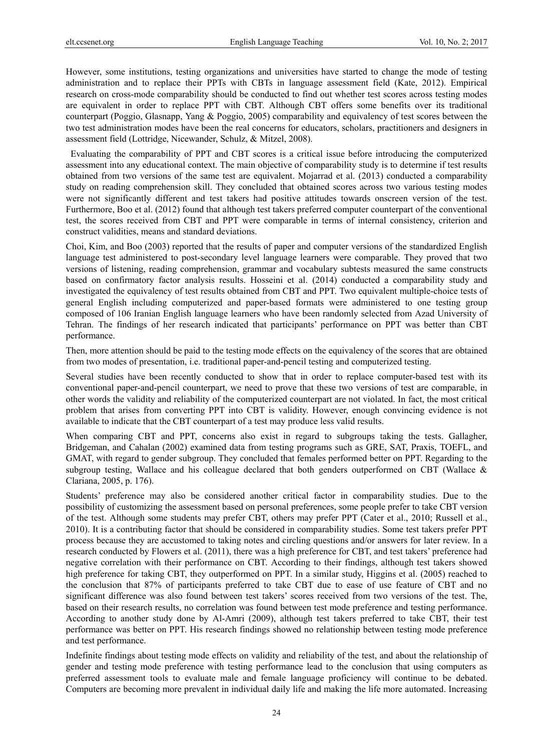However, some institutions, testing organizations and universities have started to change the mode of testing administration and to replace their PPTs with CBTs in language assessment field (Kate, 2012). Empirical research on cross-mode comparability should be conducted to find out whether test scores across testing modes are equivalent in order to replace PPT with CBT. Although CBT offers some benefits over its traditional counterpart (Poggio, Glasnapp, Yang & Poggio, 2005) comparability and equivalency of test scores between the two test administration modes have been the real concerns for educators, scholars, practitioners and designers in assessment field (Lottridge, Nicewander, Schulz, & Mitzel, 2008).

Evaluating the comparability of PPT and CBT scores is a critical issue before introducing the computerized assessment into any educational context. The main objective of comparability study is to determine if test results obtained from two versions of the same test are equivalent. Mojarrad et al. (2013) conducted a comparability study on reading comprehension skill. They concluded that obtained scores across two various testing modes were not significantly different and test takers had positive attitudes towards onscreen version of the test. Furthermore, Boo et al. (2012) found that although test takers preferred computer counterpart of the conventional test, the scores received from CBT and PPT were comparable in terms of internal consistency, criterion and construct validities, means and standard deviations.

Choi, Kim, and Boo (2003) reported that the results of paper and computer versions of the standardized English language test administered to post-secondary level language learners were comparable. They proved that two versions of listening, reading comprehension, grammar and vocabulary subtests measured the same constructs based on confirmatory factor analysis results. Hosseini et al. (2014) conducted a comparability study and investigated the equivalency of test results obtained from CBT and PPT. Two equivalent multiple-choice tests of general English including computerized and paper-based formats were administered to one testing group composed of 106 Iranian English language learners who have been randomly selected from Azad University of Tehran. The findings of her research indicated that participants' performance on PPT was better than CBT performance.

Then, more attention should be paid to the testing mode effects on the equivalency of the scores that are obtained from two modes of presentation, i.e. traditional paper-and-pencil testing and computerized testing.

Several studies have been recently conducted to show that in order to replace computer-based test with its conventional paper-and-pencil counterpart, we need to prove that these two versions of test are comparable, in other words the validity and reliability of the computerized counterpart are not violated. In fact, the most critical problem that arises from converting PPT into CBT is validity. However, enough convincing evidence is not available to indicate that the CBT counterpart of a test may produce less valid results.

When comparing CBT and PPT, concerns also exist in regard to subgroups taking the tests. Gallagher, Bridgeman, and Cahalan (2002) examined data from testing programs such as GRE, SAT, Praxis, TOEFL, and GMAT, with regard to gender subgroup. They concluded that females performed better on PPT. Regarding to the subgroup testing, Wallace and his colleague declared that both genders outperformed on CBT (Wallace & Clariana, 2005, p. 176).

Students' preference may also be considered another critical factor in comparability studies. Due to the possibility of customizing the assessment based on personal preferences, some people prefer to take CBT version of the test. Although some students may prefer CBT, others may prefer PPT (Cater et al., 2010; Russell et al., 2010). It is a contributing factor that should be considered in comparability studies. Some test takers prefer PPT process because they are accustomed to taking notes and circling questions and/or answers for later review. In a research conducted by Flowers et al. (2011), there was a high preference for CBT, and test takers' preference had negative correlation with their performance on CBT. According to their findings, although test takers showed high preference for taking CBT, they outperformed on PPT. In a similar study, Higgins et al. (2005) reached to the conclusion that 87% of participants preferred to take CBT due to ease of use feature of CBT and no significant difference was also found between test takers' scores received from two versions of the test. The, based on their research results, no correlation was found between test mode preference and testing performance. According to another study done by Al-Amri (2009), although test takers preferred to take CBT, their test performance was better on PPT. His research findings showed no relationship between testing mode preference and test performance.

Indefinite findings about testing mode effects on validity and reliability of the test, and about the relationship of gender and testing mode preference with testing performance lead to the conclusion that using computers as preferred assessment tools to evaluate male and female language proficiency will continue to be debated. Computers are becoming more prevalent in individual daily life and making the life more automated. Increasing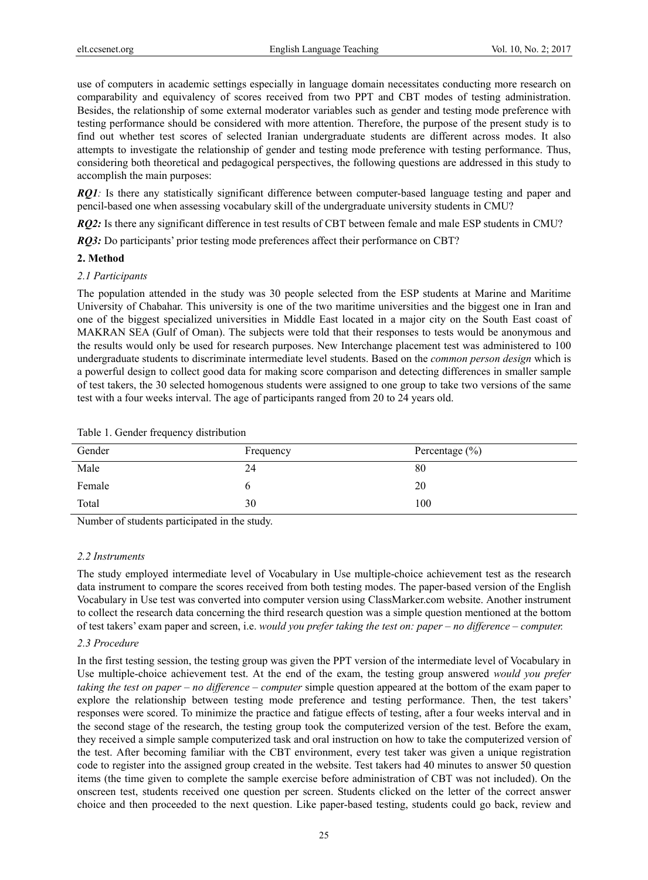use of computers in academic settings especially in language domain necessitates conducting more research on comparability and equivalency of scores received from two PPT and CBT modes of testing administration. Besides, the relationship of some external moderator variables such as gender and testing mode preference with testing performance should be considered with more attention. Therefore, the purpose of the present study is to find out whether test scores of selected Iranian undergraduate students are different across modes. It also attempts to investigate the relationship of gender and testing mode preference with testing performance. Thus, considering both theoretical and pedagogical perspectives, the following questions are addressed in this study to accomplish the main purposes:

***RQ1**:* Is there any statistically significant difference between computer-based language testing and paper and pencil-based one when assessing vocabulary skill of the undergraduate university students in CMU?

***RQ2:*** Is there any significant difference in test results of CBT between female and male ESP students in CMU?

***RQ3:*** Do participants' prior testing mode preferences affect their performance on CBT?

## 2. Method

### *2.1 Participants*

The population attended in the study was 30 people selected from the ESP students at Marine and Maritime University of Chabahar. This university is one of the two maritime universities and the biggest one in Iran and one of the biggest specialized universities in Middle East located in a major city on the South East coast of MAKRAN SEA (Gulf of Oman). The subjects were told that their responses to tests would be anonymous and the results would only be used for research purposes. New Interchange placement test was administered to 100 undergraduate students to discriminate intermediate level students. Based on the *common person design* which is a powerful design to collect good data for making score comparison and detecting differences in smaller sample of test takers, the 30 selected homogenous students were assigned to one group to take two versions of the same test with a four weeks interval. The age of participants ranged from 20 to 24 years old.

Table 1. Gender frequency distribution

| Gender | Frequency | Percentage (%) |
|---|---|---|
| Male | 24 | 80 |
| Female | 6 | 20 |
| Total | 30 | 100 |

Number of students participated in the study.

### *2.2 Instruments*

The study employed intermediate level of Vocabulary in Use multiple-choice achievement test as the research data instrument to compare the scores received from both testing modes. The paper-based version of the English Vocabulary in Use test was converted into computer version using ClassMarker.com website. Another instrument to collect the research data concerning the third research question was a simple question mentioned at the bottom of test takers' exam paper and screen, i.e. *would you prefer taking the test on: paper – no difference – computer.*

### *2.3 Procedure*

In the first testing session, the testing group was given the PPT version of the intermediate level of Vocabulary in Use multiple-choice achievement test. At the end of the exam, the testing group answered *would you prefer taking the test on paper – no difference – computer* simple question appeared at the bottom of the exam paper to explore the relationship between testing mode preference and testing performance. Then, the test takers' responses were scored. To minimize the practice and fatigue effects of testing, after a four weeks interval and in the second stage of the research, the testing group took the computerized version of the test. Before the exam, they received a simple sample computerized task and oral instruction on how to take the computerized version of the test. After becoming familiar with the CBT environment, every test taker was given a unique registration code to register into the assigned group created in the website. Test takers had 40 minutes to answer 50 question items (the time given to complete the sample exercise before administration of CBT was not included). On the onscreen test, students received one question per screen. Students clicked on the letter of the correct answer choice and then proceeded to the next question. Like paper-based testing, students could go back, review and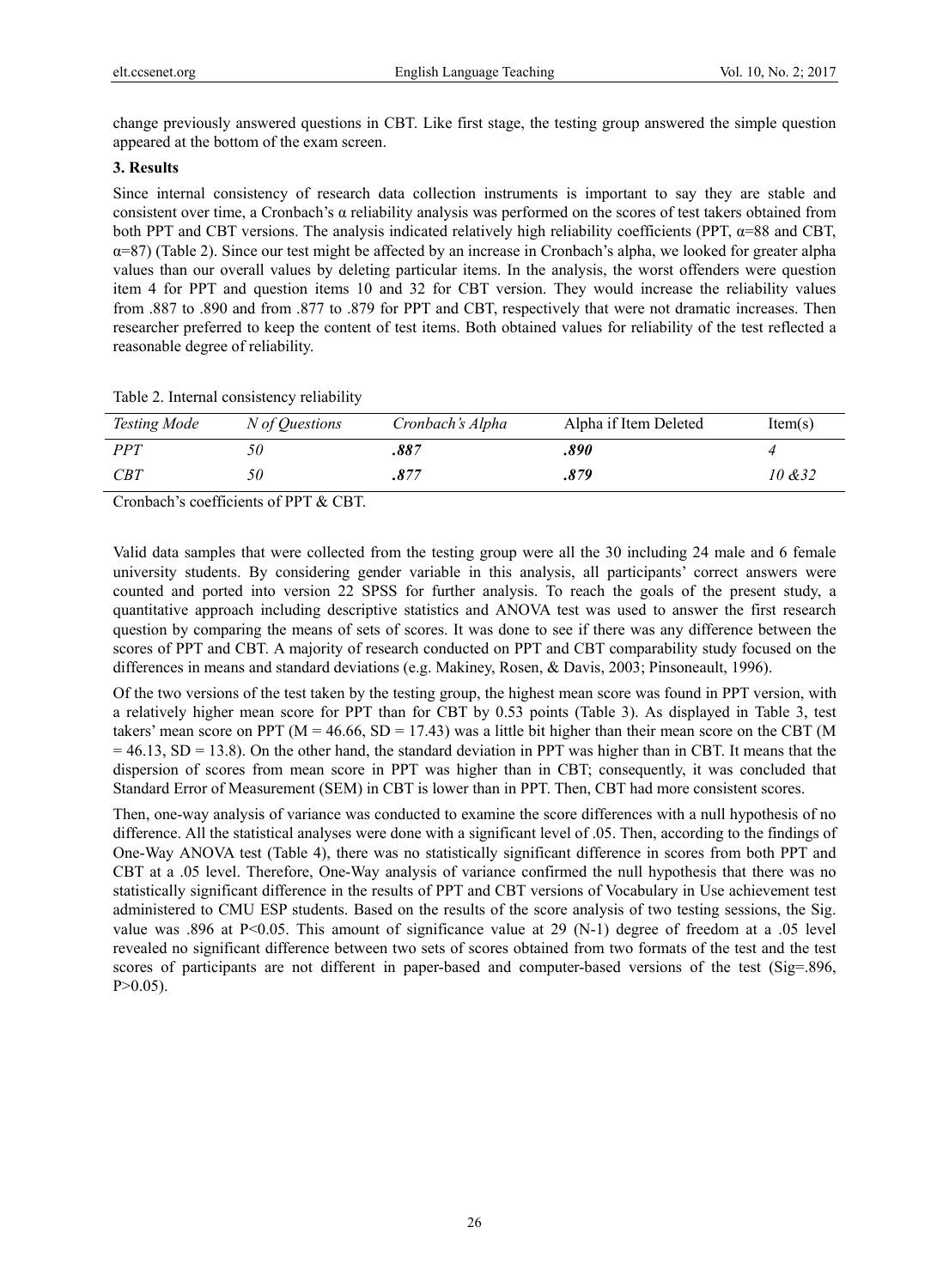change previously answered questions in CBT. Like first stage, the testing group answered the simple question appeared at the bottom of the exam screen.

## 3. Results

Since internal consistency of research data collection instruments is important to say they are stable and consistent over time, a Cronbach's α reliability analysis was performed on the scores of test takers obtained from both PPT and CBT versions. The analysis indicated relatively high reliability coefficients (PPT, α=88 and CBT, α=87) (Table 2). Since our test might be affected by an increase in Cronbach's alpha, we looked for greater alpha values than our overall values by deleting particular items. In the analysis, the worst offenders were question item 4 for PPT and question items 10 and 32 for CBT version. They would increase the reliability values from .887 to .890 and from .877 to .879 for PPT and CBT, respectively that were not dramatic increases. Then researcher preferred to keep the content of test items. Both obtained values for reliability of the test reflected a reasonable degree of reliability.

Table 2. Internal consistency reliability

| *Testing Mode* | *N of Questions* | *Cronbach's Alpha* | Alpha if Item Deleted | Item(s) |
|---|---|---|---|---|
| *PPT* | *50* | ***.887*** | ***.890*** | *4* |
| *CBT* | *50* | ***.877*** | ***.879*** | *10 &32* |

Cronbach's coefficients of PPT & CBT.

Valid data samples that were collected from the testing group were all the 30 including 24 male and 6 female university students. By considering gender variable in this analysis, all participants' correct answers were counted and ported into version 22 SPSS for further analysis. To reach the goals of the present study, a quantitative approach including descriptive statistics and ANOVA test was used to answer the first research question by comparing the means of sets of scores. It was done to see if there was any difference between the scores of PPT and CBT. A majority of research conducted on PPT and CBT comparability study focused on the differences in means and standard deviations (e.g. Makiney, Rosen, & Davis, 2003; Pinsoneault, 1996).

Of the two versions of the test taken by the testing group, the highest mean score was found in PPT version, with a relatively higher mean score for PPT than for CBT by 0.53 points (Table 3). As displayed in Table 3, test takers' mean score on PPT (M = 46.66, SD = 17.43) was a little bit higher than their mean score on the CBT (M = 46.13, SD = 13.8). On the other hand, the standard deviation in PPT was higher than in CBT. It means that the dispersion of scores from mean score in PPT was higher than in CBT; consequently, it was concluded that Standard Error of Measurement (SEM) in CBT is lower than in PPT. Then, CBT had more consistent scores.

Then, one-way analysis of variance was conducted to examine the score differences with a null hypothesis of no difference. All the statistical analyses were done with a significant level of .05. Then, according to the findings of One-Way ANOVA test (Table 4), there was no statistically significant difference in scores from both PPT and CBT at a .05 level. Therefore, One-Way analysis of variance confirmed the null hypothesis that there was no statistically significant difference in the results of PPT and CBT versions of Vocabulary in Use achievement test administered to CMU ESP students. Based on the results of the score analysis of two testing sessions, the Sig. value was .896 at $P<0.05$. This amount of significance value at 29 (N-1) degree of freedom at a .05 level revealed no significant difference between two sets of scores obtained from two formats of the test and the test scores of participants are not different in paper-based and computer-based versions of the test (Sig=.896, $P>0.05$).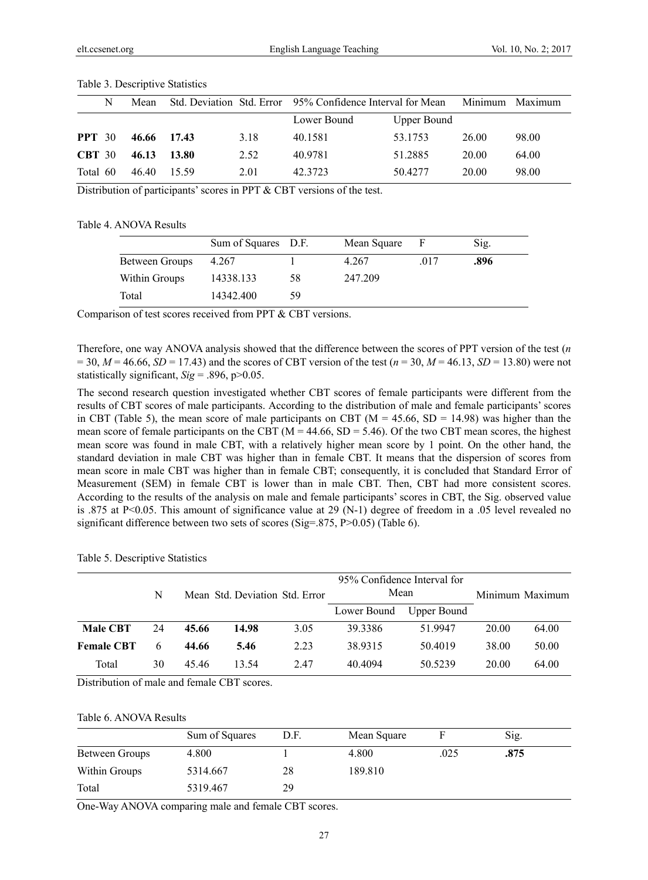Table 3. Descriptive Statistics

| | N | Mean | Std. Deviation | Std. Error | 95% Confidence Interval for Mean | | Minimum | Maximum |
|---|---|---|---|---|---|---|---|---|
| | | | | | Lower Bound | Upper Bound | | |
| **PPT** | 30 | **46.66** | **17.43** | 3.18 | 40.1581 | 53.1753 | 26.00 | 98.00 |
| **CBT** | 30 | **46.13** | **13.80** | 2.52 | 40.9781 | 51.2885 | 20.00 | 64.00 |
| Total | 60 | 46.40 | 15.59 | 2.01 | 42.3723 | 50.4277 | 20.00 | 98.00 |

Distribution of participants' scores in PPT & CBT versions of the test.

Table 4. ANOVA Results

| | Sum of Squares | D.F. | Mean Square | F | Sig. |
|---|---|---|---|---|---|
| Between Groups | 4.267 | 1 | 4.267 | .017 | **.896** |
| Within Groups | 14338.133 | 58 | 247.209 | | |
| Total | 14342.400 | 59 | | | |

Comparison of test scores received from PPT & CBT versions.

Therefore, one way ANOVA analysis showed that the difference between the scores of PPT version of the test ($n = 30$, $M = 46.66$, $SD = 17.43$) and the scores of CBT version of the test ($n = 30$, $M = 46.13$, $SD = 13.80$) were not statistically significant, *Sig* = .896, $p>0.05$.

The second research question investigated whether CBT scores of female participants were different from the results of CBT scores of male participants. According to the distribution of male and female participants' scores in CBT (Table 5), the mean score of male participants on CBT ($M = 45.66$, $SD = 14.98$) was higher than the mean score of female participants on the CBT ($M = 44.66$, $SD = 5.46$). Of the two CBT mean scores, the highest mean score was found in male CBT, with a relatively higher mean score by 1 point. On the other hand, the standard deviation in male CBT was higher than in female CBT. It means that the dispersion of scores from mean score in male CBT was higher than in female CBT; consequently, it is concluded that Standard Error of Measurement (SEM) in female CBT is lower than in male CBT. Then, CBT had more consistent scores. According to the results of the analysis on male and female participants' scores in CBT, the Sig. observed value is .875 at $P<0.05$. This amount of significance value at 29 (N-1) degree of freedom in a .05 level revealed no significant difference between two sets of scores (Sig=.875, $P>0.05$) (Table 6).

Table 5. Descriptive Statistics

| | N | Mean | Std. Deviation | Std. Error | 95% Confidence Interval for Mean | | Minimum | Maximum |
|---|---|---|---|---|---|---|---|---|
| | | | | | Lower Bound | Upper Bound | | |
| **Male CBT** | 24 | **45.66** | **14.98** | 3.05 | 39.3386 | 51.9947 | 20.00 | 64.00 |
| **Female CBT** | 6 | **44.66** | **5.46** | 2.23 | 38.9315 | 50.4019 | 38.00 | 50.00 |
| Total | 30 | 45.46 | 13.54 | 2.47 | 40.4094 | 50.5239 | 20.00 | 64.00 |

Distribution of male and female CBT scores.

Table 6. ANOVA Results

| | Sum of Squares | D.F. | Mean Square | F | Sig. |
|---|---|---|---|---|---|
| Between Groups | 4.800 | 1 | 4.800 | .025 | **.875** |
| Within Groups | 5314.667 | 28 | 189.810 | | |
| Total | 5319.467 | 29 | | | |

One-Way ANOVA comparing male and female CBT scores.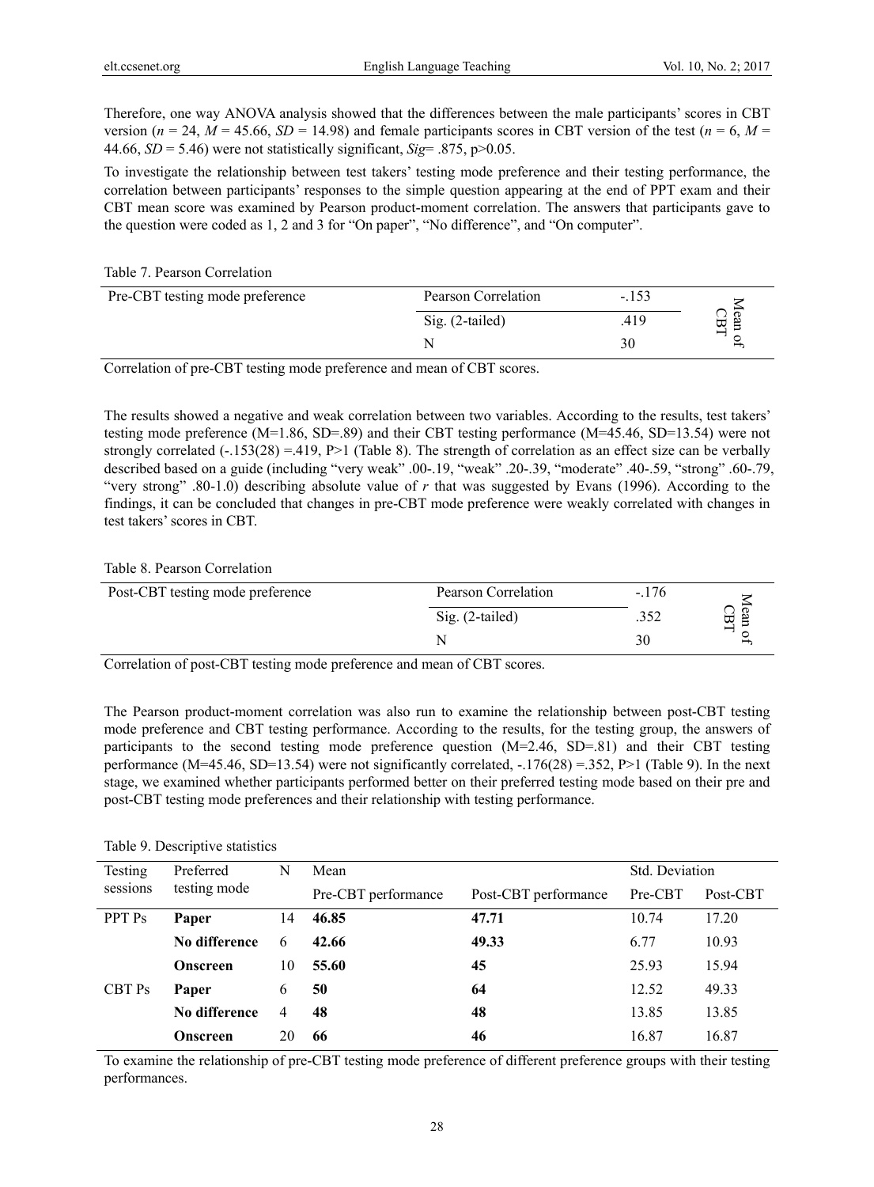Therefore, one way ANOVA analysis showed that the differences between the male participants' scores in CBT version ($n$ = 24, $M$ = 45.66, $SD$ = 14.98) and female participants scores in CBT version of the test ($n$ = 6, $M$ = 44.66, $SD$ = 5.46) were not statistically significant, $Sig$= .875, $p>0.05$.

To investigate the relationship between test takers' testing mode preference and their testing performance, the correlation between participants' responses to the simple question appearing at the end of PPT exam and their CBT mean score was examined by Pearson product-moment correlation. The answers that participants gave to the question were coded as 1, 2 and 3 for "On paper", "No difference", and "On computer".

Table 7. Pearson Correlation

| Pre-CBT testing mode preference | Pearson Correlation | -.153 | Mean of CBT |
|---|---|---|---|
| | Sig. (2-tailed) | .419 | |
| | N | 30 | |

Correlation of pre-CBT testing mode preference and mean of CBT scores.

The results showed a negative and weak correlation between two variables. According to the results, test takers' testing mode preference (M=1.86, SD=.89) and their CBT testing performance (M=45.46, SD=13.54) were not strongly correlated (-.153(28) =.419, P>1 (Table 8). The strength of correlation as an effect size can be verbally described based on a guide (including "very weak" .00-.19, "weak" .20-.39, "moderate" .40-.59, "strong" .60-.79, "very strong" .80-1.0) describing absolute value of $r$ that was suggested by Evans (1996). According to the findings, it can be concluded that changes in pre-CBT mode preference were weakly correlated with changes in test takers' scores in CBT.

Table 8. Pearson Correlation

| Post-CBT testing mode preference | Pearson Correlation | -.176 | Mean of CBT |
|---|---|---|---|
| | Sig. (2-tailed) | .352 | |
| | N | 30 | |

Correlation of post-CBT testing mode preference and mean of CBT scores.

The Pearson product-moment correlation was also run to examine the relationship between post-CBT testing mode preference and CBT testing performance. According to the results, for the testing group, the answers of participants to the second testing mode preference question (M=2.46, SD=.81) and their CBT testing performance (M=45.46, SD=13.54) were not significantly correlated, -.176(28) =.352, P>1 (Table 9). In the next stage, we examined whether participants performed better on their preferred testing mode based on their pre and post-CBT testing mode preferences and their relationship with testing performance.

Table 9. Descriptive statistics

| Testing sessions | Preferred testing mode | N | Mean | | Std. Deviation | |
|---|---|---|---|---|---|---|
| | | | Pre-CBT performance | Post-CBT performance | Pre-CBT | Post-CBT |
| PPT Ps | **Paper** | 14 | **46.85** | **47.71** | 10.74 | 17.20 |
| | **No difference** | 6 | **42.66** | **49.33** | 6.77 | 10.93 |
| | **Onscreen** | 10 | **55.60** | **45** | 25.93 | 15.94 |
| CBT Ps | **Paper** | 6 | **50** | **64** | 12.52 | 49.33 |
| | **No difference** | 4 | **48** | **48** | 13.85 | 13.85 |
| | **Onscreen** | 20 | **66** | **46** | 16.87 | 16.87 |

To examine the relationship of pre-CBT testing mode preference of different preference groups with their testing performances.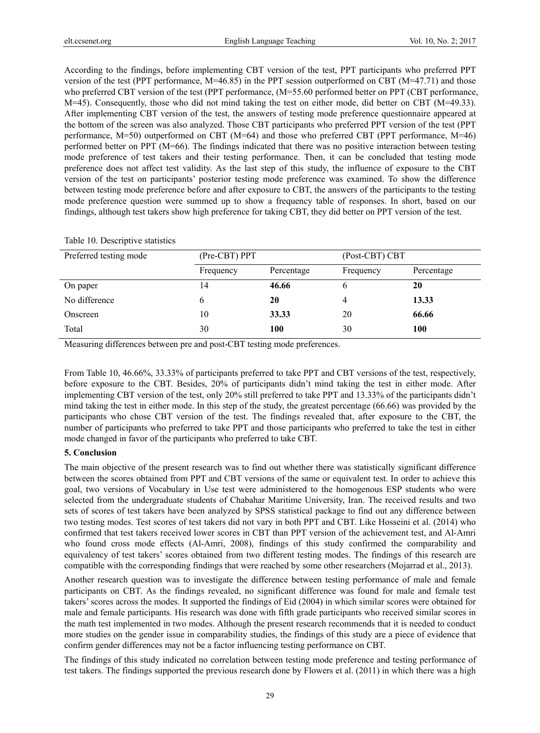According to the findings, before implementing CBT version of the test, PPT participants who preferred PPT version of the test (PPT performance, M=46.85) in the PPT session outperformed on CBT (M=47.71) and those who preferred CBT version of the test (PPT performance, (M=55.60 performed better on PPT (CBT performance, M=45). Consequently, those who did not mind taking the test on either mode, did better on CBT (M=49.33). After implementing CBT version of the test, the answers of testing mode preference questionnaire appeared at the bottom of the screen was also analyzed. Those CBT participants who preferred PPT version of the test (PPT performance, M=50) outperformed on CBT (M=64) and those who preferred CBT (PPT performance, M=46) performed better on PPT (M=66). The findings indicated that there was no positive interaction between testing mode preference of test takers and their testing performance. Then, it can be concluded that testing mode preference does not affect test validity. As the last step of this study, the influence of exposure to the CBT version of the test on participants' posterior testing mode preference was examined. To show the difference between testing mode preference before and after exposure to CBT, the answers of the participants to the testing mode preference question were summed up to show a frequency table of responses. In short, based on our findings, although test takers show high preference for taking CBT, they did better on PPT version of the test.

Table 10. Descriptive statistics

| Preferred testing mode | (Pre-CBT) PPT | | (Post-CBT) CBT | |
|---|---|---|---|---|
| | Frequency | Percentage | Frequency | Percentage |
| On paper | 14 | **46.66** | 6 | **20** |
| No difference | 6 | **20** | 4 | **13.33** |
| Onscreen | 10 | **33.33** | 20 | **66.66** |
| Total | 30 | **100** | 30 | **100** |

Measuring differences between pre and post-CBT testing mode preferences.

From Table 10, 46.66%, 33.33% of participants preferred to take PPT and CBT versions of the test, respectively, before exposure to the CBT. Besides, 20% of participants didn't mind taking the test in either mode. After implementing CBT version of the test, only 20% still preferred to take PPT and 13.33% of the participants didn't mind taking the test in either mode. In this step of the study, the greatest percentage (66.66) was provided by the participants who chose CBT version of the test. The findings revealed that, after exposure to the CBT, the number of participants who preferred to take PPT and those participants who preferred to take the test in either mode changed in favor of the participants who preferred to take CBT.

## 5. Conclusion

The main objective of the present research was to find out whether there was statistically significant difference between the scores obtained from PPT and CBT versions of the same or equivalent test. In order to achieve this goal, two versions of Vocabulary in Use test were administered to the homogenous ESP students who were selected from the undergraduate students of Chabahar Maritime University, Iran. The received results and two sets of scores of test takers have been analyzed by SPSS statistical package to find out any difference between two testing modes. Test scores of test takers did not vary in both PPT and CBT. Like Hosseini et al. (2014) who confirmed that test takers received lower scores in CBT than PPT version of the achievement test, and Al-Amri who found cross mode effects (Al-Amri, 2008), findings of this study confirmed the comparability and equivalency of test takers' scores obtained from two different testing modes. The findings of this research are compatible with the corresponding findings that were reached by some other researchers (Mojarrad et al., 2013).

Another research question was to investigate the difference between testing performance of male and female participants on CBT. As the findings revealed, no significant difference was found for male and female test takers' scores across the modes. It supported the findings of Eid (2004) in which similar scores were obtained for male and female participants. His research was done with fifth grade participants who received similar scores in the math test implemented in two modes. Although the present research recommends that it is needed to conduct more studies on the gender issue in comparability studies, the findings of this study are a piece of evidence that confirm gender differences may not be a factor influencing testing performance on CBT.

The findings of this study indicated no correlation between testing mode preference and testing performance of test takers. The findings supported the previous research done by Flowers et al. (2011) in which there was a high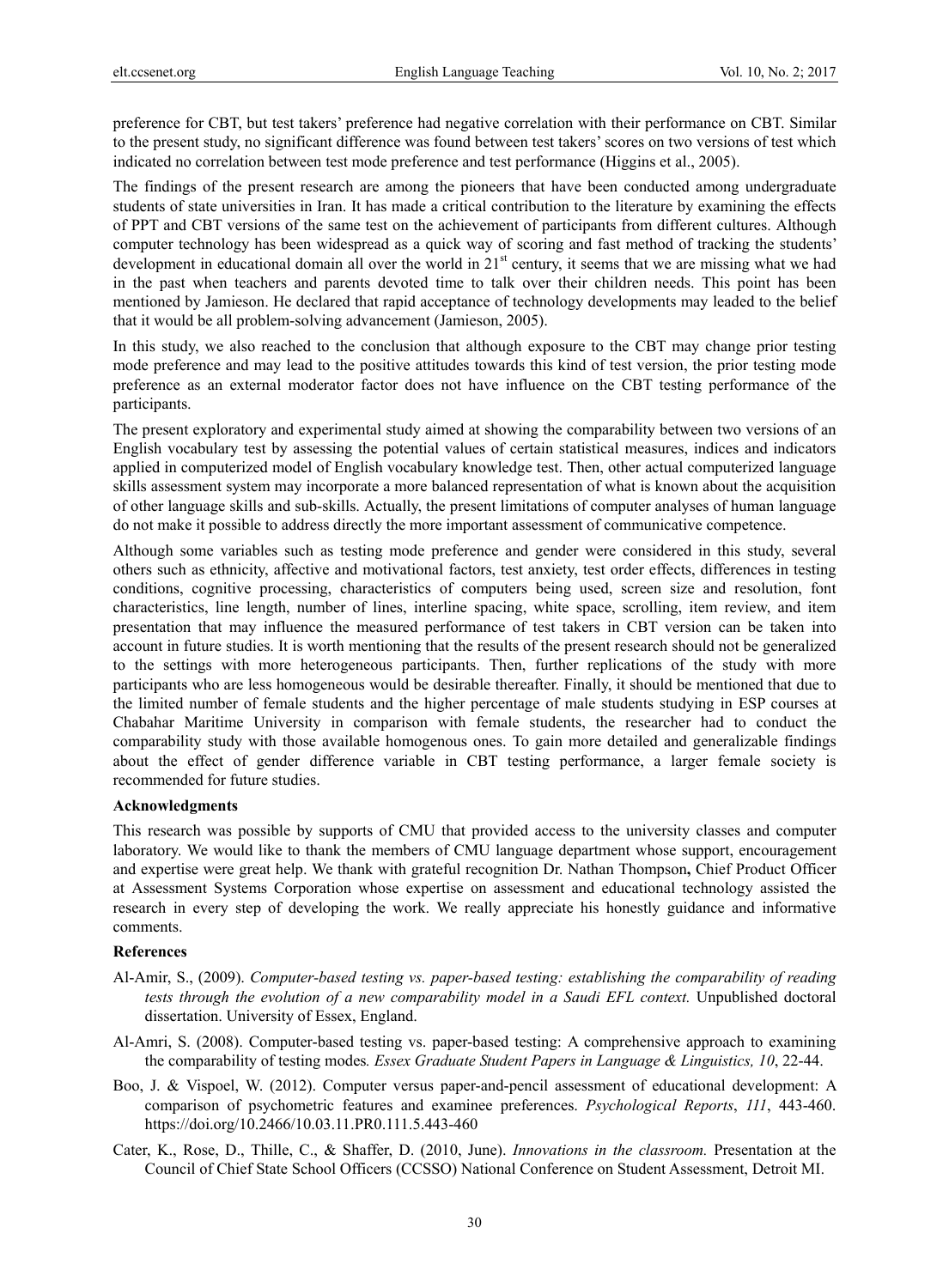preference for CBT, but test takers' preference had negative correlation with their performance on CBT. Similar to the present study, no significant difference was found between test takers' scores on two versions of test which indicated no correlation between test mode preference and test performance (Higgins et al., 2005).

The findings of the present research are among the pioneers that have been conducted among undergraduate students of state universities in Iran. It has made a critical contribution to the literature by examining the effects of PPT and CBT versions of the same test on the achievement of participants from different cultures. Although computer technology has been widespread as a quick way of scoring and fast method of tracking the students' development in educational domain all over the world in 21st century, it seems that we are missing what we had in the past when teachers and parents devoted time to talk over their children needs. This point has been mentioned by Jamieson. He declared that rapid acceptance of technology developments may leaded to the belief that it would be all problem-solving advancement (Jamieson, 2005).

In this study, we also reached to the conclusion that although exposure to the CBT may change prior testing mode preference and may lead to the positive attitudes towards this kind of test version, the prior testing mode preference as an external moderator factor does not have influence on the CBT testing performance of the participants.

The present exploratory and experimental study aimed at showing the comparability between two versions of an English vocabulary test by assessing the potential values of certain statistical measures, indices and indicators applied in computerized model of English vocabulary knowledge test. Then, other actual computerized language skills assessment system may incorporate a more balanced representation of what is known about the acquisition of other language skills and sub-skills. Actually, the present limitations of computer analyses of human language do not make it possible to address directly the more important assessment of communicative competence.

Although some variables such as testing mode preference and gender were considered in this study, several others such as ethnicity, affective and motivational factors, test anxiety, test order effects, differences in testing conditions, cognitive processing, characteristics of computers being used, screen size and resolution, font characteristics, line length, number of lines, interline spacing, white space, scrolling, item review, and item presentation that may influence the measured performance of test takers in CBT version can be taken into account in future studies. It is worth mentioning that the results of the present research should not be generalized to the settings with more heterogeneous participants. Then, further replications of the study with more participants who are less homogeneous would be desirable thereafter. Finally, it should be mentioned that due to the limited number of female students and the higher percentage of male students studying in ESP courses at Chabahar Maritime University in comparison with female students, the researcher had to conduct the comparability study with those available homogenous ones. To gain more detailed and generalizable findings about the effect of gender difference variable in CBT testing performance, a larger female society is recommended for future studies.

**Acknowledgments**

This research was possible by supports of CMU that provided access to the university classes and computer laboratory. We would like to thank the members of CMU language department whose support, encouragement and expertise were great help. We thank with grateful recognition Dr. Nathan Thompson**,** Chief Product Officer at Assessment Systems Corporation whose expertise on assessment and educational technology assisted the research in every step of developing the work. We really appreciate his honestly guidance and informative comments.

**References**

Al-Amir, S., (2009). *Computer-based testing vs. paper-based testing: establishing the comparability of reading tests through the evolution of a new comparability model in a Saudi EFL context.* Unpublished doctoral dissertation. University of Essex, England.

Al-Amri, S. (2008). Computer-based testing vs. paper-based testing: A comprehensive approach to examining the comparability of testing modes*. Essex Graduate Student Papers in Language & Linguistics, 10*, 22-44.

Boo, J. & Vispoel, W. (2012). Computer versus paper-and-pencil assessment of educational development: A comparison of psychometric features and examinee preferences. *Psychological Reports*, *111*, 443-460. https://doi.org/10.2466/10.03.11.PR0.111.5.443-460

Cater, K., Rose, D., Thille, C., & Shaffer, D. (2010, June). *Innovations in the classroom.* Presentation at the Council of Chief State School Officers (CCSSO) National Conference on Student Assessment, Detroit MI.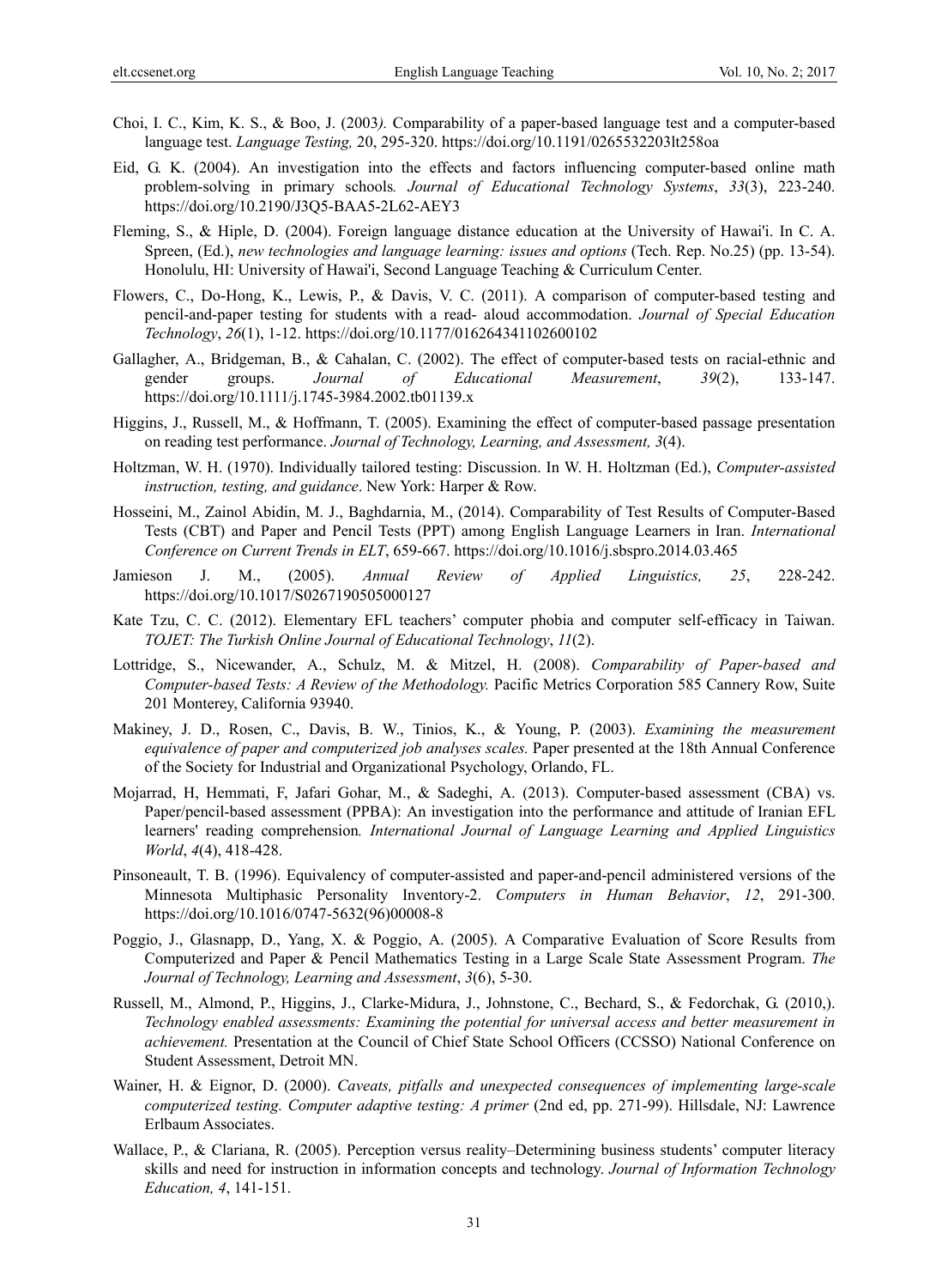Choi, I. C., Kim, K. S., & Boo, J. (2003*).* Comparability of a paper-based language test and a computer-based language test. *Language Testing,* 20, 295-320. https://doi.org/10.1191/0265532203lt258oa

Eid, G. K. (2004). An investigation into the effects and factors influencing computer-based online math problem-solving in primary schools*. Journal of Educational Technology Systems*, *33*(3), 223-240. https://doi.org/10.2190/J3Q5-BAA5-2L62-AEY3

Fleming, S., & Hiple, D. (2004). Foreign language distance education at the University of Hawai'i. In C. A. Spreen, (Ed.), *new technologies and language learning: issues and options* (Tech. Rep. No.25) (pp. 13-54). Honolulu, HI: University of Hawai'i, Second Language Teaching & Curriculum Center.

Flowers, C., Do-Hong, K., Lewis, P., & Davis, V. C. (2011). A comparison of computer-based testing and pencil-and-paper testing for students with a read- aloud accommodation. *Journal of Special Education Technology*, *26*(1), 1-12. https://doi.org/10.1177/016264341102600102

Gallagher, A., Bridgeman, B., & Cahalan, C. (2002). The effect of computer-based tests on racial-ethnic and gender groups. *Journal of Educational Measurement*, *39*(2), 133-147. https://doi.org/10.1111/j.1745-3984.2002.tb01139.x

Higgins, J., Russell, M., & Hoffmann, T. (2005). Examining the effect of computer-based passage presentation on reading test performance. *Journal of Technology, Learning, and Assessment, 3*(4).

Holtzman, W. H. (1970). Individually tailored testing: Discussion. In W. H. Holtzman (Ed.), *Computer-assisted instruction, testing, and guidance*. New York: Harper & Row.

Hosseini, M., Zainol Abidin, M. J., Baghdarnia, M., (2014). Comparability of Test Results of Computer-Based Tests (CBT) and Paper and Pencil Tests (PPT) among English Language Learners in Iran. *International Conference on Current Trends in ELT*, 659-667. https://doi.org/10.1016/j.sbspro.2014.03.465

Jamieson J. M., (2005). *Annual Review of Applied Linguistics, 25*, 228-242. https://doi.org/10.1017/S0267190505000127

Kate Tzu, C. C. (2012). Elementary EFL teachers' computer phobia and computer self-efficacy in Taiwan. *TOJET: The Turkish Online Journal of Educational Technology*, *11*(2).

Lottridge, S., Nicewander, A., Schulz, M. & Mitzel, H. (2008). *Comparability of Paper-based and Computer-based Tests: A Review of the Methodology.* Pacific Metrics Corporation 585 Cannery Row, Suite 201 Monterey, California 93940.

Makiney, J. D., Rosen, C., Davis, B. W., Tinios, K., & Young, P. (2003). *Examining the measurement equivalence of paper and computerized job analyses scales.* Paper presented at the 18th Annual Conference of the Society for Industrial and Organizational Psychology, Orlando, FL.

Mojarrad, H, Hemmati, F, Jafari Gohar, M., & Sadeghi, A. (2013). Computer-based assessment (CBA) vs. Paper/pencil-based assessment (PPBA): An investigation into the performance and attitude of Iranian EFL learners' reading comprehension*. International Journal of Language Learning and Applied Linguistics World*, *4*(4), 418-428.

Pinsoneault, T. B. (1996). Equivalency of computer-assisted and paper-and-pencil administered versions of the Minnesota Multiphasic Personality Inventory-2. *Computers in Human Behavior*, *12*, 291-300. https://doi.org/10.1016/0747-5632(96)00008-8

Poggio, J., Glasnapp, D., Yang, X. & Poggio, A. (2005). A Comparative Evaluation of Score Results from Computerized and Paper & Pencil Mathematics Testing in a Large Scale State Assessment Program. *The Journal of Technology, Learning and Assessment*, *3*(6), 5-30.

Russell, M., Almond, P., Higgins, J., Clarke-Midura, J., Johnstone, C., Bechard, S., & Fedorchak, G. (2010,). *Technology enabled assessments: Examining the potential for universal access and better measurement in achievement.* Presentation at the Council of Chief State School Officers (CCSSO) National Conference on Student Assessment, Detroit MN.

Wainer, H. & Eignor, D. (2000). *Caveats, pitfalls and unexpected consequences of implementing large-scale computerized testing. Computer adaptive testing: A primer* (2nd ed, pp. 271-99). Hillsdale, NJ: Lawrence Erlbaum Associates.

Wallace, P., & Clariana, R. (2005). Perception versus reality–Determining business students' computer literacy skills and need for instruction in information concepts and technology. *Journal of Information Technology Education, 4*, 141-151.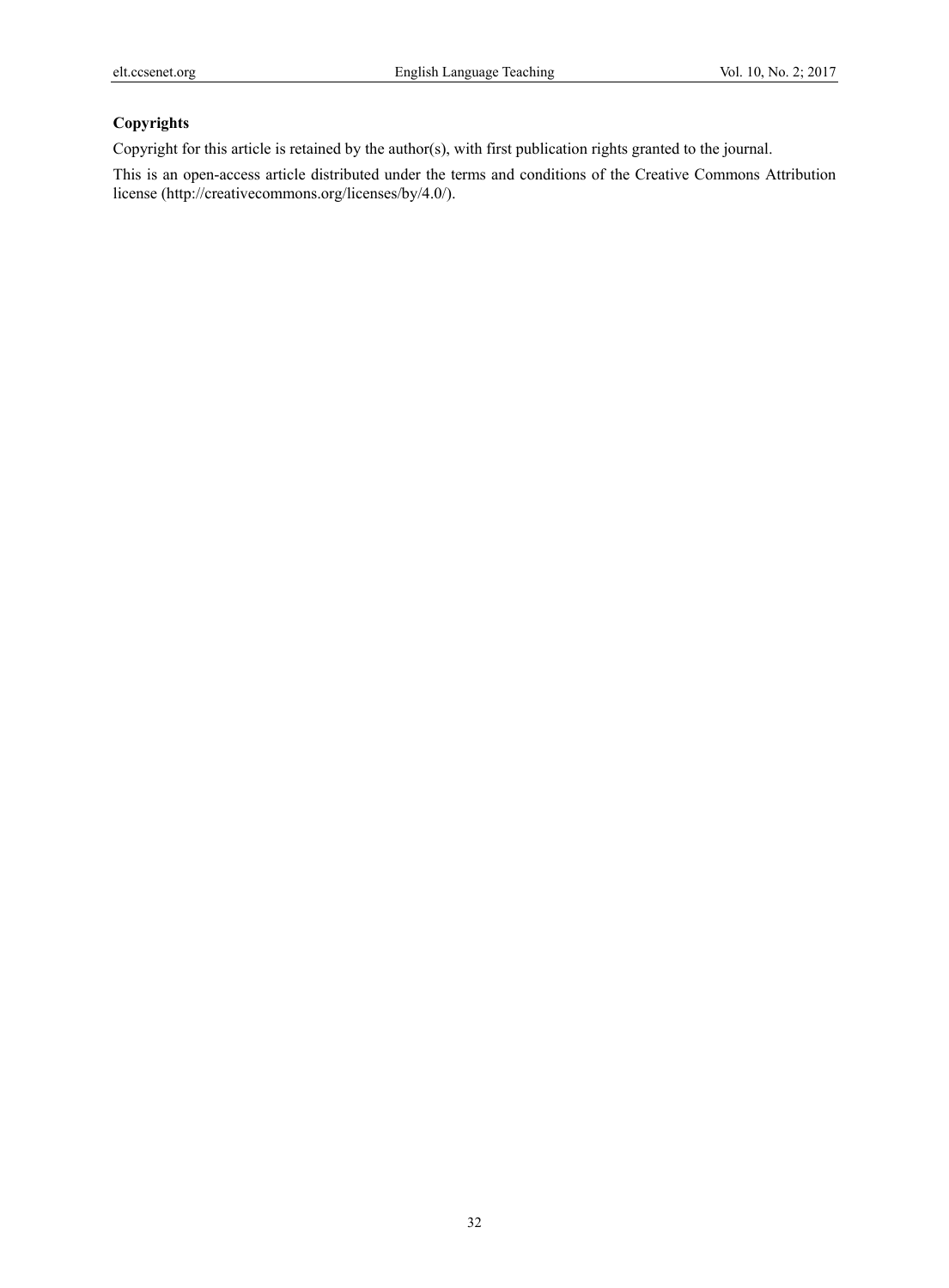## Copyrights

Copyright for this article is retained by the author(s), with first publication rights granted to the journal.

This is an open-access article distributed under the terms and conditions of the Creative Commons Attribution license (http://creativecommons.org/licenses/by/4.0/).